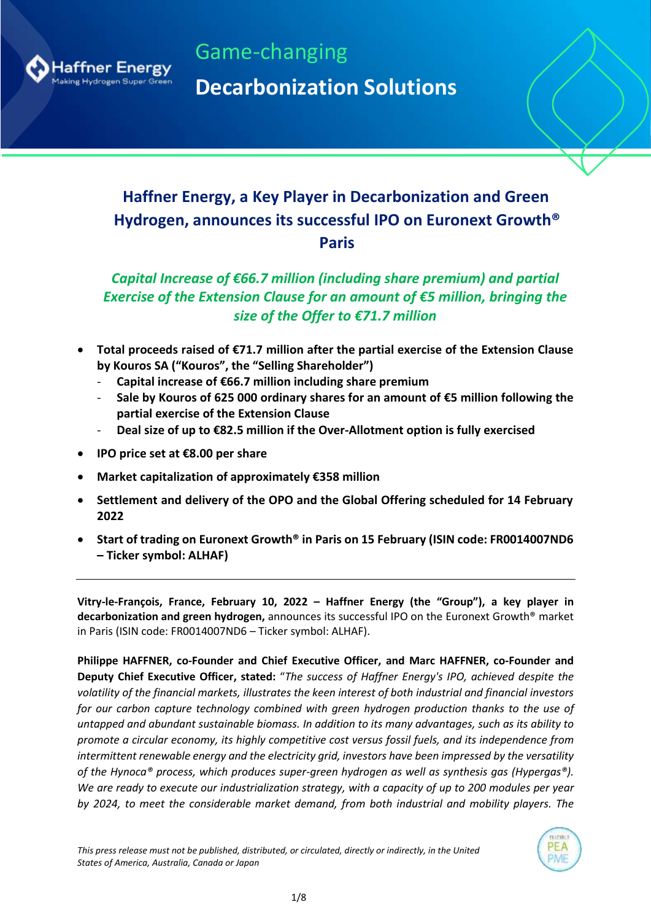Haffner Energy
Making Hydrogen Super Green

Game-changing

**Decarbonization Solutions**

# Haffner Energy, a Key Player in Decarbonization and Green Hydrogen, announces its successful IPO on Euronext Growth® Paris

*Capital Increase of €66.7 million (including share premium) and partial Exercise of the Extension Clause for an amount of €5 million, bringing the size of the Offer to €71.7 million*

- **Total proceeds raised of €71.7 million after the partial exercise of the Extension Clause by Kouros SA (“Kouros”, the “Selling Shareholder”)**
  - **Capital increase of €66.7 million including share premium**
  - **Sale by Kouros of 625 000 ordinary shares for an amount of €5 million following the partial exercise of the Extension Clause**
  - **Deal size of up to €82.5 million if the Over-Allotment option is fully exercised**
- **IPO price set at €8.00 per share**
- **Market capitalization of approximately €358 million**
- **Settlement and delivery of the OPO and the Global Offering scheduled for 14 February 2022**
- **Start of trading on Euronext Growth® in Paris on 15 February (ISIN code: FR0014007ND6 – Ticker symbol: ALHAF)**

---

**Vitry-le-François, France, February 10, 2022 – Haffner Energy (the “Group”), a key player in decarbonization and green hydrogen,** announces its successful IPO on the Euronext Growth® market in Paris (ISIN code: FR0014007ND6 – Ticker symbol: ALHAF).

**Philippe HAFFNER, co-Founder and Chief Executive Officer, and Marc HAFFNER, co-Founder and Deputy Chief Executive Officer, stated:** “*The success of Haffner Energy's IPO, achieved despite the volatility of the financial markets, illustrates the keen interest of both industrial and financial investors for our carbon capture technology combined with green hydrogen production thanks to the use of untapped and abundant sustainable biomass. In addition to its many advantages, such as its ability to promote a circular economy, its highly competitive cost versus fossil fuels, and its independence from intermittent renewable energy and the electricity grid, investors have been impressed by the versatility of the Hynoca® process, which produces super-green hydrogen as well as synthesis gas (Hypergas®). We are ready to execute our industrialization strategy, with a capacity of up to 200 modules per year by 2024, to meet the considerable market demand, from both industrial and mobility players. The*

*This press release must not be published, distributed, or circulated, directly or indirectly, in the United States of America, Australia, Canada or Japan*

ELIGIBLE PEA PME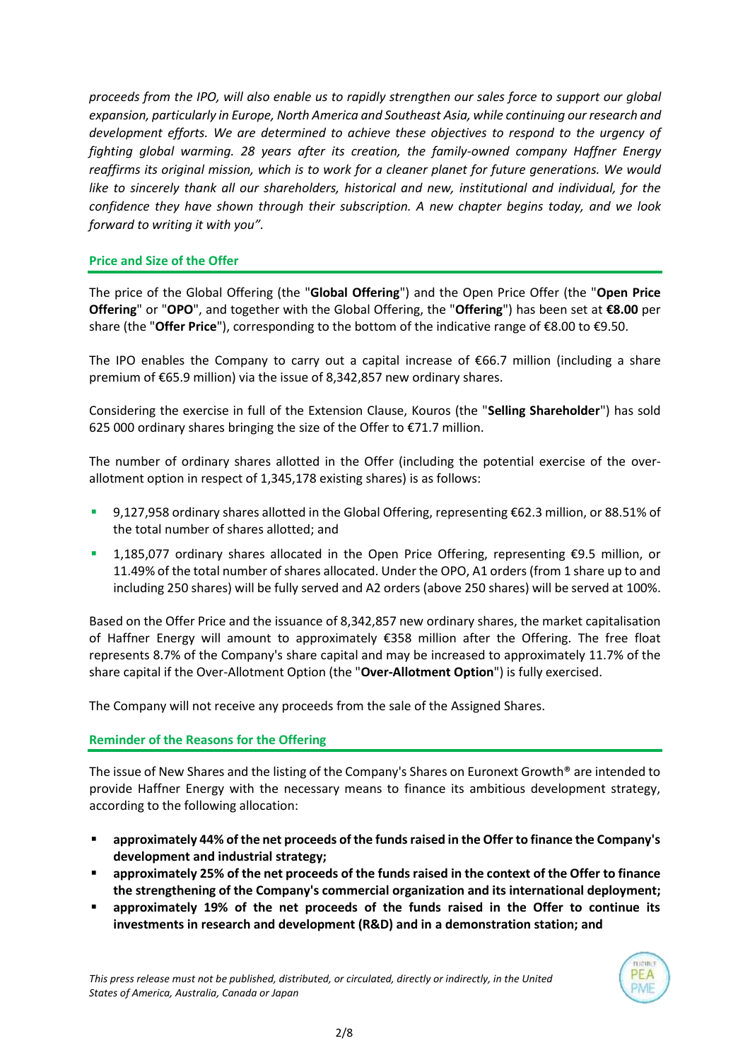*proceeds from the IPO, will also enable us to rapidly strengthen our sales force to support our global expansion, particularly in Europe, North America and Southeast Asia, while continuing our research and development efforts. We are determined to achieve these objectives to respond to the urgency of fighting global warming. 28 years after its creation, the family-owned company Haffner Energy reaffirms its original mission, which is to work for a cleaner planet for future generations. We would like to sincerely thank all our shareholders, historical and new, institutional and individual, for the confidence they have shown through their subscription. A new chapter begins today, and we look forward to writing it with you".*

## Price and Size of the Offer

The price of the Global Offering (the "**Global Offering**") and the Open Price Offer (the "**Open Price Offering**" or "**OPO**", and together with the Global Offering, the "**Offering**") has been set at **€8.00** per share (the "**Offer Price**"), corresponding to the bottom of the indicative range of €8.00 to €9.50.

The IPO enables the Company to carry out a capital increase of €66.7 million (including a share premium of €65.9 million) via the issue of 8,342,857 new ordinary shares.

Considering the exercise in full of the Extension Clause, Kouros (the "**Selling Shareholder**") has sold 625 000 ordinary shares bringing the size of the Offer to €71.7 million.

The number of ordinary shares allotted in the Offer (including the potential exercise of the over-allotment option in respect of 1,345,178 existing shares) is as follows:

- 9,127,958 ordinary shares allotted in the Global Offering, representing €62.3 million, or 88.51% of the total number of shares allotted; and
- 1,185,077 ordinary shares allocated in the Open Price Offering, representing €9.5 million, or 11.49% of the total number of shares allocated. Under the OPO, A1 orders (from 1 share up to and including 250 shares) will be fully served and A2 orders (above 250 shares) will be served at 100%.

Based on the Offer Price and the issuance of 8,342,857 new ordinary shares, the market capitalisation of Haffner Energy will amount to approximately €358 million after the Offering. The free float represents 8.7% of the Company's share capital and may be increased to approximately 11.7% of the share capital if the Over-Allotment Option (the "**Over-Allotment Option**") is fully exercised.

The Company will not receive any proceeds from the sale of the Assigned Shares.

## Reminder of the Reasons for the Offering

The issue of New Shares and the listing of the Company's Shares on Euronext Growth® are intended to provide Haffner Energy with the necessary means to finance its ambitious development strategy, according to the following allocation:

- **approximately 44% of the net proceeds of the funds raised in the Offer to finance the Company's development and industrial strategy;**
- **approximately 25% of the net proceeds of the funds raised in the context of the Offer to finance the strengthening of the Company's commercial organization and its international deployment;**
- **approximately 19% of the net proceeds of the funds raised in the Offer to continue its investments in research and development (R&D) and in a demonstration station; and**

*This press release must not be published, distributed, or circulated, directly or indirectly, in the United States of America, Australia, Canada or Japan*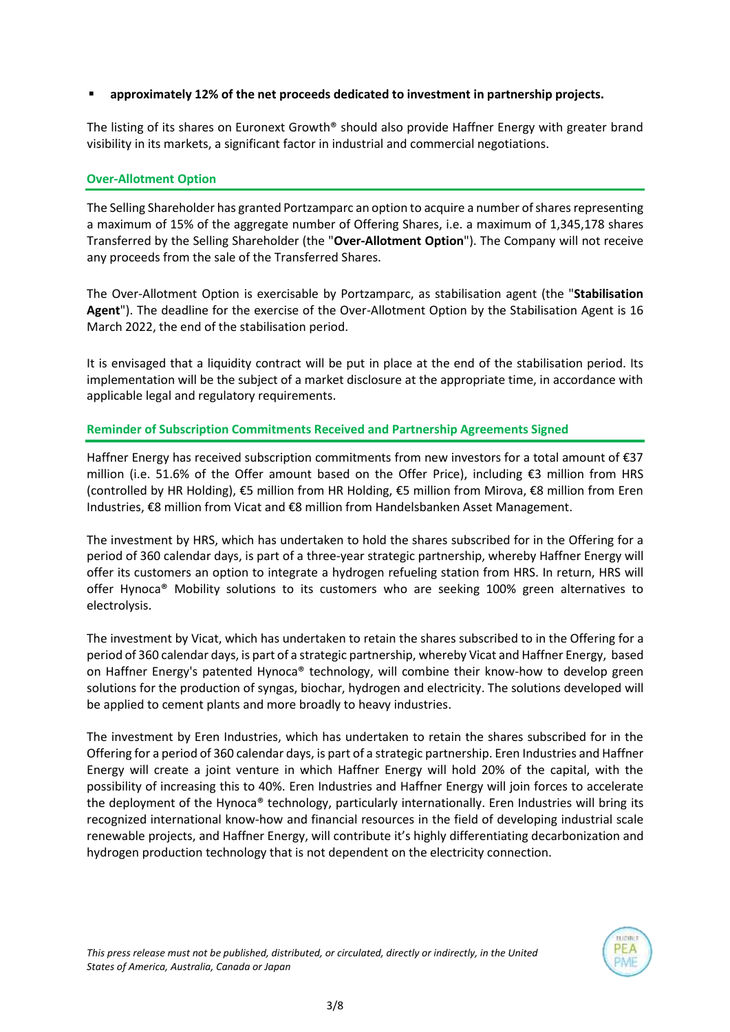- **approximately 12% of the net proceeds dedicated to investment in partnership projects.**

The listing of its shares on Euronext Growth® should also provide Haffner Energy with greater brand visibility in its markets, a significant factor in industrial and commercial negotiations.

## Over-Allotment Option

The Selling Shareholder has granted Portzamparc an option to acquire a number of shares representing a maximum of 15% of the aggregate number of Offering Shares, i.e. a maximum of 1,345,178 shares Transferred by the Selling Shareholder (the "**Over-Allotment Option**"). The Company will not receive any proceeds from the sale of the Transferred Shares.

The Over-Allotment Option is exercisable by Portzamparc, as stabilisation agent (the "**Stabilisation Agent**"). The deadline for the exercise of the Over-Allotment Option by the Stabilisation Agent is 16 March 2022, the end of the stabilisation period.

It is envisaged that a liquidity contract will be put in place at the end of the stabilisation period. Its implementation will be the subject of a market disclosure at the appropriate time, in accordance with applicable legal and regulatory requirements.

## Reminder of Subscription Commitments Received and Partnership Agreements Signed

Haffner Energy has received subscription commitments from new investors for a total amount of €37 million (i.e. 51.6% of the Offer amount based on the Offer Price), including €3 million from HRS (controlled by HR Holding), €5 million from HR Holding, €5 million from Mirova, €8 million from Eren Industries, €8 million from Vicat and €8 million from Handelsbanken Asset Management.

The investment by HRS, which has undertaken to hold the shares subscribed for in the Offering for a period of 360 calendar days, is part of a three-year strategic partnership, whereby Haffner Energy will offer its customers an option to integrate a hydrogen refueling station from HRS. In return, HRS will offer Hynoca® Mobility solutions to its customers who are seeking 100% green alternatives to electrolysis.

The investment by Vicat, which has undertaken to retain the shares subscribed to in the Offering for a period of 360 calendar days, is part of a strategic partnership, whereby Vicat and Haffner Energy, based on Haffner Energy's patented Hynoca® technology, will combine their know-how to develop green solutions for the production of syngas, biochar, hydrogen and electricity. The solutions developed will be applied to cement plants and more broadly to heavy industries.

The investment by Eren Industries, which has undertaken to retain the shares subscribed for in the Offering for a period of 360 calendar days, is part of a strategic partnership. Eren Industries and Haffner Energy will create a joint venture in which Haffner Energy will hold 20% of the capital, with the possibility of increasing this to 40%. Eren Industries and Haffner Energy will join forces to accelerate the deployment of the Hynoca® technology, particularly internationally. Eren Industries will bring its recognized international know-how and financial resources in the field of developing industrial scale renewable projects, and Haffner Energy, will contribute it's highly differentiating decarbonization and hydrogen production technology that is not dependent on the electricity connection.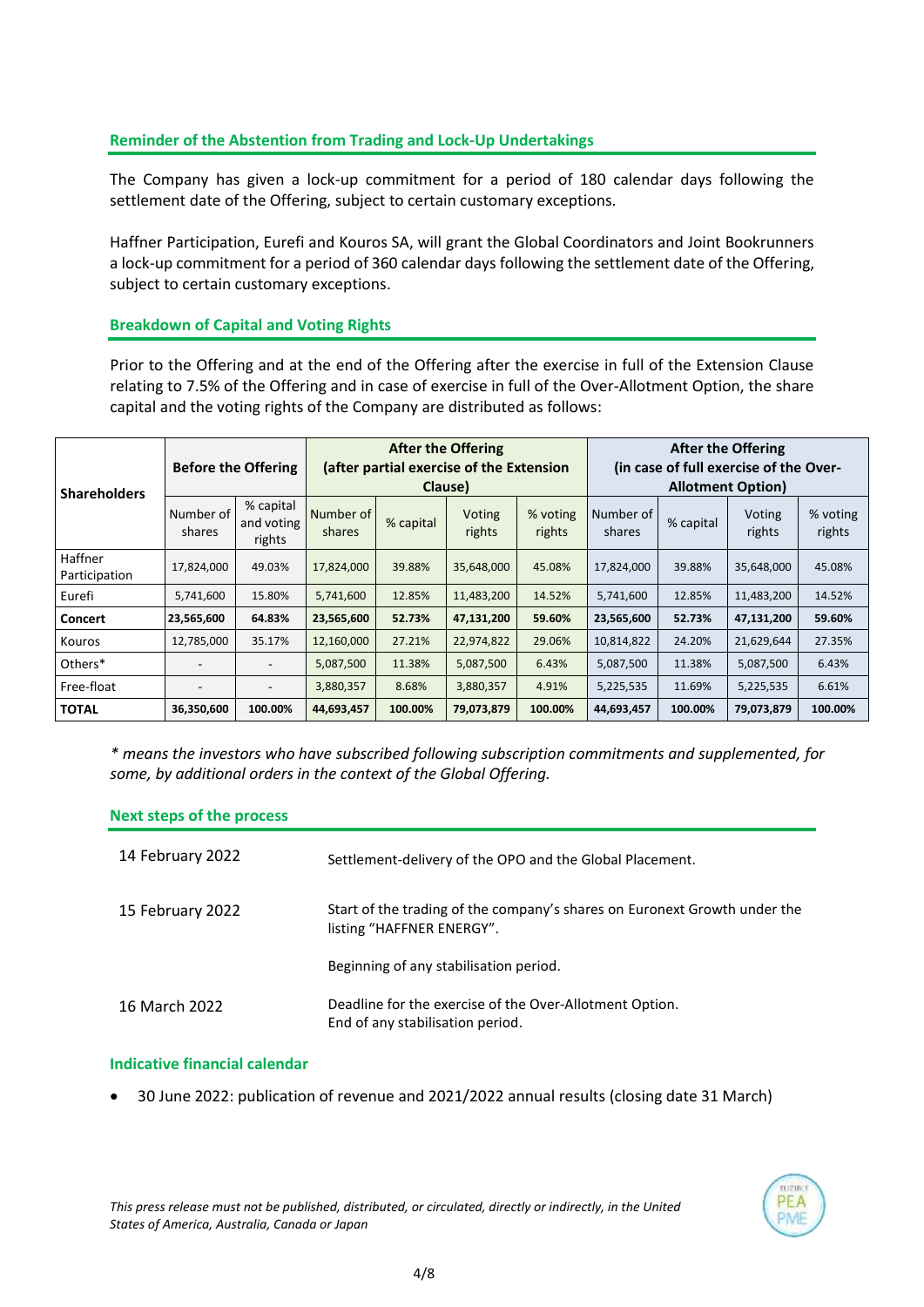## Reminder of the Abstention from Trading and Lock-Up Undertakings

The Company has given a lock-up commitment for a period of 180 calendar days following the settlement date of the Offering, subject to certain customary exceptions.

Haffner Participation, Eurefi and Kouros SA, will grant the Global Coordinators and Joint Bookrunners a lock-up commitment for a period of 360 calendar days following the settlement date of the Offering, subject to certain customary exceptions.

## Breakdown of Capital and Voting Rights

Prior to the Offering and at the end of the Offering after the exercise in full of the Extension Clause relating to 7.5% of the Offering and in case of exercise in full of the Over-Allotment Option, the share capital and the voting rights of the Company are distributed as follows:

| Shareholders | Before the Offering | | After the Offering (after partial exercise of the Extension Clause) | | | | After the Offering (in case of full exercise of the Over-Allotment Option) | | | |
|---|---|---|---|---|---|---|---|---|---|---|
| | Number of shares | % capital and voting rights | Number of shares | % capital | Voting rights | % voting rights | Number of shares | % capital | Voting rights | % voting rights |
| Haffner Participation | 17,824,000 | 49.03% | 17,824,000 | 39.88% | 35,648,000 | 45.08% | 17,824,000 | 39.88% | 35,648,000 | 45.08% |
| Eurefi | 5,741,600 | 15.80% | 5,741,600 | 12.85% | 11,483,200 | 14.52% | 5,741,600 | 12.85% | 11,483,200 | 14.52% |
| **Concert** | **23,565,600** | **64.83%** | **23,565,600** | **52.73%** | **47,131,200** | **59.60%** | **23,565,600** | **52.73%** | **47,131,200** | **59.60%** |
| Kouros | 12,785,000 | 35.17% | 12,160,000 | 27.21% | 22,974,822 | 29.06% | 10,814,822 | 24.20% | 21,629,644 | 27.35% |
| Others* | - | - | 5,087,500 | 11.38% | 5,087,500 | 6.43% | 5,087,500 | 11.38% | 5,087,500 | 6.43% |
| Free-float | - | - | 3,880,357 | 8.68% | 3,880,357 | 4.91% | 5,225,535 | 11.69% | 5,225,535 | 6.61% |
| **TOTAL** | **36,350,600** | **100.00%** | **44,693,457** | **100.00%** | **79,073,879** | **100.00%** | **44,693,457** | **100.00%** | **79,073,879** | **100.00%** |

*\* means the investors who have subscribed following subscription commitments and supplemented, for some, by additional orders in the context of the Global Offering.*

## Next steps of the process

| | |
|---|---|
| 14 February 2022 | Settlement-delivery of the OPO and the Global Placement. |
| 15 February 2022 | Start of the trading of the company's shares on Euronext Growth under the listing "HAFFNER ENERGY".<br><br>Beginning of any stabilisation period. |
| 16 March 2022 | Deadline for the exercise of the Over-Allotment Option.<br>End of any stabilisation period. |

## Indicative financial calendar

- 30 June 2022: publication of revenue and 2021/2022 annual results (closing date 31 March)

*This press release must not be published, distributed, or circulated, directly or indirectly, in the United States of America, Australia, Canada or Japan*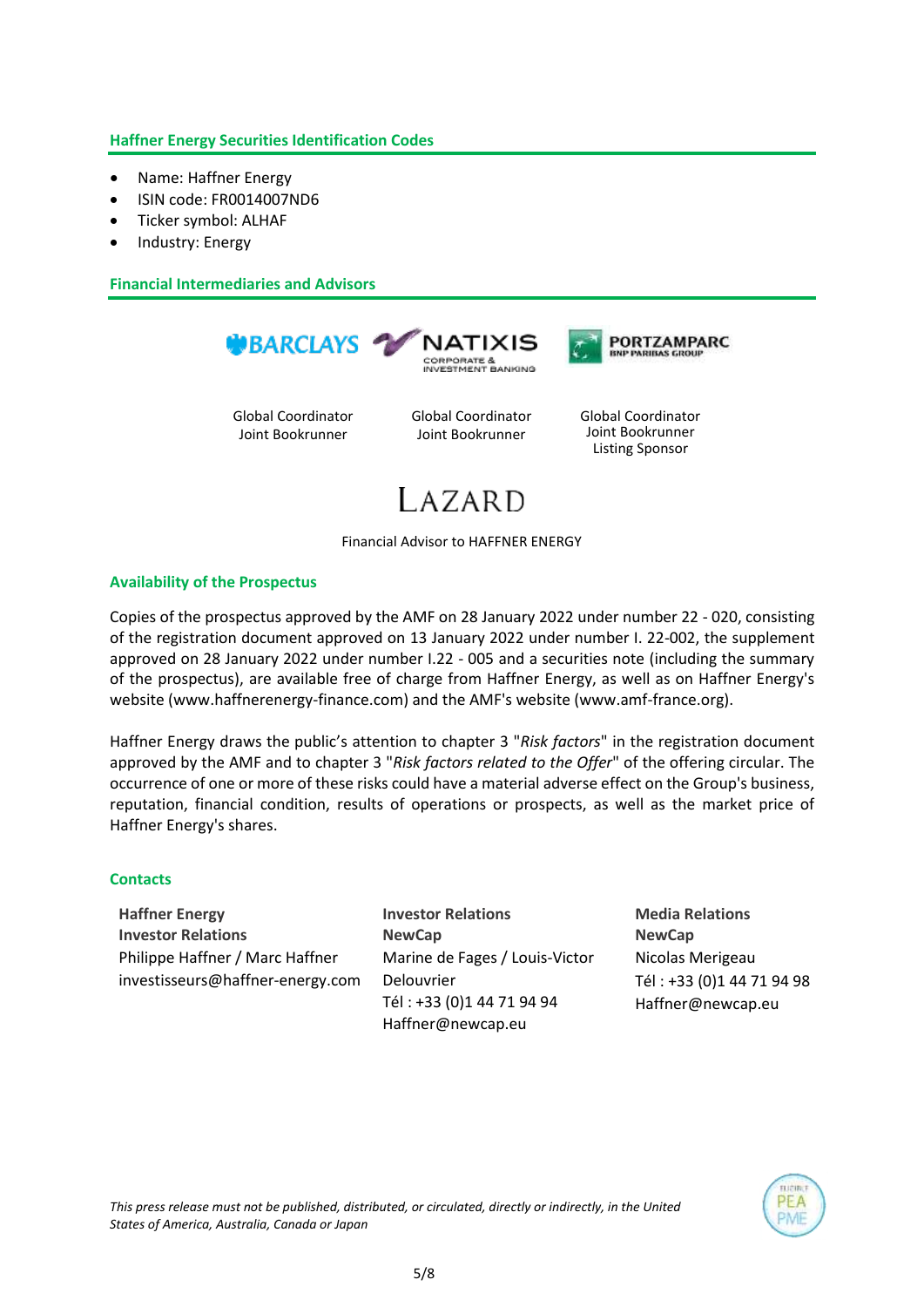## Haffner Energy Securities Identification Codes

- Name: Haffner Energy
- ISIN code: FR0014007ND6
- Ticker symbol: ALHAF
- Industry: Energy

## Financial Intermediaries and Advisors

| BARCLAYS | NATIXIS CORPORATE & INVESTMENT BANKING | PORTZAMPARC BNP PARIBAS GROUP |
|---|---|---|
| Global Coordinator<br>Joint Bookrunner | Global Coordinator<br>Joint Bookrunner | Global Coordinator<br>Joint Bookrunner<br>Listing Sponsor |

LAZARD

Financial Advisor to HAFFNER ENERGY

## Availability of the Prospectus

Copies of the prospectus approved by the AMF on 28 January 2022 under number 22 - 020, consisting of the registration document approved on 13 January 2022 under number I. 22-002, the supplement approved on 28 January 2022 under number I.22 - 005 and a securities note (including the summary of the prospectus), are available free of charge from Haffner Energy, as well as on Haffner Energy's website (www.haffnerenergy-finance.com) and the AMF's website (www.amf-france.org).

Haffner Energy draws the public's attention to chapter 3 "*Risk factors*" in the registration document approved by the AMF and to chapter 3 "*Risk factors related to the Offer*" of the offering circular. The occurrence of one or more of these risks could have a material adverse effect on the Group's business, reputation, financial condition, results of operations or prospects, as well as the market price of Haffner Energy's shares.

## Contacts

**Haffner Energy**
**Investor Relations**
Philippe Haffner / Marc Haffner
investisseurs@haffner-energy.com

**Investor Relations**
**NewCap**
Marine de Fages / Louis-Victor Delouvrier
Tél : +33 (0)1 44 71 94 94
Haffner@newcap.eu

**Media Relations**
**NewCap**
Nicolas Merigeau
Tél : +33 (0)1 44 71 94 98
Haffner@newcap.eu

*This press release must not be published, distributed, or circulated, directly or indirectly, in the United States of America, Australia, Canada or Japan*

ELIGIBLE PEA PME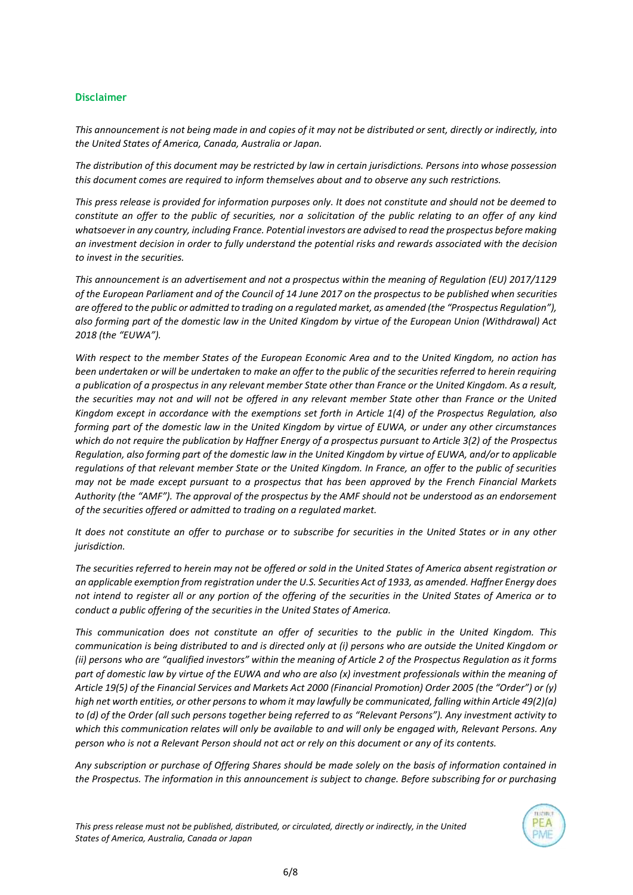## Disclaimer

*This announcement is not being made in and copies of it may not be distributed or sent, directly or indirectly, into the United States of America, Canada, Australia or Japan.*

*The distribution of this document may be restricted by law in certain jurisdictions. Persons into whose possession this document comes are required to inform themselves about and to observe any such restrictions.*

*This press release is provided for information purposes only. It does not constitute and should not be deemed to constitute an offer to the public of securities, nor a solicitation of the public relating to an offer of any kind whatsoever in any country, including France. Potential investors are advised to read the prospectus before making an investment decision in order to fully understand the potential risks and rewards associated with the decision to invest in the securities.*

*This announcement is an advertisement and not a prospectus within the meaning of Regulation (EU) 2017/1129 of the European Parliament and of the Council of 14 June 2017 on the prospectus to be published when securities are offered to the public or admitted to trading on a regulated market, as amended (the "Prospectus Regulation"), also forming part of the domestic law in the United Kingdom by virtue of the European Union (Withdrawal) Act 2018 (the "EUWA").*

*With respect to the member States of the European Economic Area and to the United Kingdom, no action has been undertaken or will be undertaken to make an offer to the public of the securities referred to herein requiring a publication of a prospectus in any relevant member State other than France or the United Kingdom. As a result, the securities may not and will not be offered in any relevant member State other than France or the United Kingdom except in accordance with the exemptions set forth in Article 1(4) of the Prospectus Regulation, also forming part of the domestic law in the United Kingdom by virtue of EUWA, or under any other circumstances which do not require the publication by Haffner Energy of a prospectus pursuant to Article 3(2) of the Prospectus Regulation, also forming part of the domestic law in the United Kingdom by virtue of EUWA, and/or to applicable regulations of that relevant member State or the United Kingdom. In France, an offer to the public of securities may not be made except pursuant to a prospectus that has been approved by the French Financial Markets Authority (the "AMF"). The approval of the prospectus by the AMF should not be understood as an endorsement of the securities offered or admitted to trading on a regulated market.*

*It does not constitute an offer to purchase or to subscribe for securities in the United States or in any other jurisdiction.*

*The securities referred to herein may not be offered or sold in the United States of America absent registration or an applicable exemption from registration under the U.S. Securities Act of 1933, as amended. Haffner Energy does not intend to register all or any portion of the offering of the securities in the United States of America or to conduct a public offering of the securities in the United States of America.*

*This communication does not constitute an offer of securities to the public in the United Kingdom. This communication is being distributed to and is directed only at (i) persons who are outside the United Kingdom or (ii) persons who are "qualified investors" within the meaning of Article 2 of the Prospectus Regulation as it forms part of domestic law by virtue of the EUWA and who are also (x) investment professionals within the meaning of Article 19(5) of the Financial Services and Markets Act 2000 (Financial Promotion) Order 2005 (the "Order") or (y) high net worth entities, or other persons to whom it may lawfully be communicated, falling within Article 49(2)(a) to (d) of the Order (all such persons together being referred to as "Relevant Persons"). Any investment activity to which this communication relates will only be available to and will only be engaged with, Relevant Persons. Any person who is not a Relevant Person should not act or rely on this document or any of its contents.*

*Any subscription or purchase of Offering Shares should be made solely on the basis of information contained in the Prospectus. The information in this announcement is subject to change. Before subscribing for or purchasing*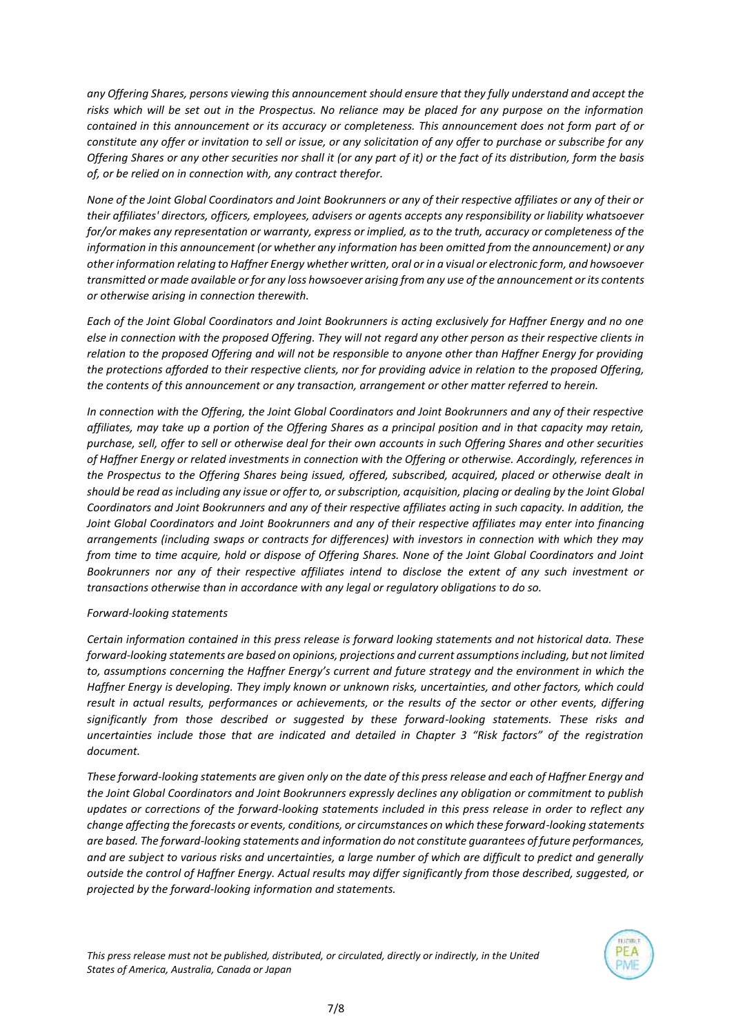*any Offering Shares, persons viewing this announcement should ensure that they fully understand and accept the risks which will be set out in the Prospectus. No reliance may be placed for any purpose on the information contained in this announcement or its accuracy or completeness. This announcement does not form part of or constitute any offer or invitation to sell or issue, or any solicitation of any offer to purchase or subscribe for any Offering Shares or any other securities nor shall it (or any part of it) or the fact of its distribution, form the basis of, or be relied on in connection with, any contract therefor.*

*None of the Joint Global Coordinators and Joint Bookrunners or any of their respective affiliates or any of their or their affiliates' directors, officers, employees, advisers or agents accepts any responsibility or liability whatsoever for/or makes any representation or warranty, express or implied, as to the truth, accuracy or completeness of the information in this announcement (or whether any information has been omitted from the announcement) or any other information relating to Haffner Energy whether written, oral or in a visual or electronic form, and howsoever transmitted or made available or for any loss howsoever arising from any use of the announcement or its contents or otherwise arising in connection therewith.*

*Each of the Joint Global Coordinators and Joint Bookrunners is acting exclusively for Haffner Energy and no one else in connection with the proposed Offering. They will not regard any other person as their respective clients in relation to the proposed Offering and will not be responsible to anyone other than Haffner Energy for providing the protections afforded to their respective clients, nor for providing advice in relation to the proposed Offering, the contents of this announcement or any transaction, arrangement or other matter referred to herein.*

*In connection with the Offering, the Joint Global Coordinators and Joint Bookrunners and any of their respective affiliates, may take up a portion of the Offering Shares as a principal position and in that capacity may retain, purchase, sell, offer to sell or otherwise deal for their own accounts in such Offering Shares and other securities of Haffner Energy or related investments in connection with the Offering or otherwise. Accordingly, references in the Prospectus to the Offering Shares being issued, offered, subscribed, acquired, placed or otherwise dealt in should be read as including any issue or offer to, or subscription, acquisition, placing or dealing by the Joint Global Coordinators and Joint Bookrunners and any of their respective affiliates acting in such capacity. In addition, the Joint Global Coordinators and Joint Bookrunners and any of their respective affiliates may enter into financing arrangements (including swaps or contracts for differences) with investors in connection with which they may from time to time acquire, hold or dispose of Offering Shares. None of the Joint Global Coordinators and Joint Bookrunners nor any of their respective affiliates intend to disclose the extent of any such investment or transactions otherwise than in accordance with any legal or regulatory obligations to do so.*

*Forward-looking statements*

*Certain information contained in this press release is forward looking statements and not historical data. These forward-looking statements are based on opinions, projections and current assumptions including, but not limited to, assumptions concerning the Haffner Energy's current and future strategy and the environment in which the Haffner Energy is developing. They imply known or unknown risks, uncertainties, and other factors, which could result in actual results, performances or achievements, or the results of the sector or other events, differing significantly from those described or suggested by these forward-looking statements. These risks and uncertainties include those that are indicated and detailed in Chapter 3 "Risk factors" of the registration document.*

*These forward-looking statements are given only on the date of this press release and each of Haffner Energy and the Joint Global Coordinators and Joint Bookrunners expressly declines any obligation or commitment to publish updates or corrections of the forward-looking statements included in this press release in order to reflect any change affecting the forecasts or events, conditions, or circumstances on which these forward-looking statements are based. The forward-looking statements and information do not constitute guarantees of future performances, and are subject to various risks and uncertainties, a large number of which are difficult to predict and generally outside the control of Haffner Energy. Actual results may differ significantly from those described, suggested, or projected by the forward-looking information and statements.*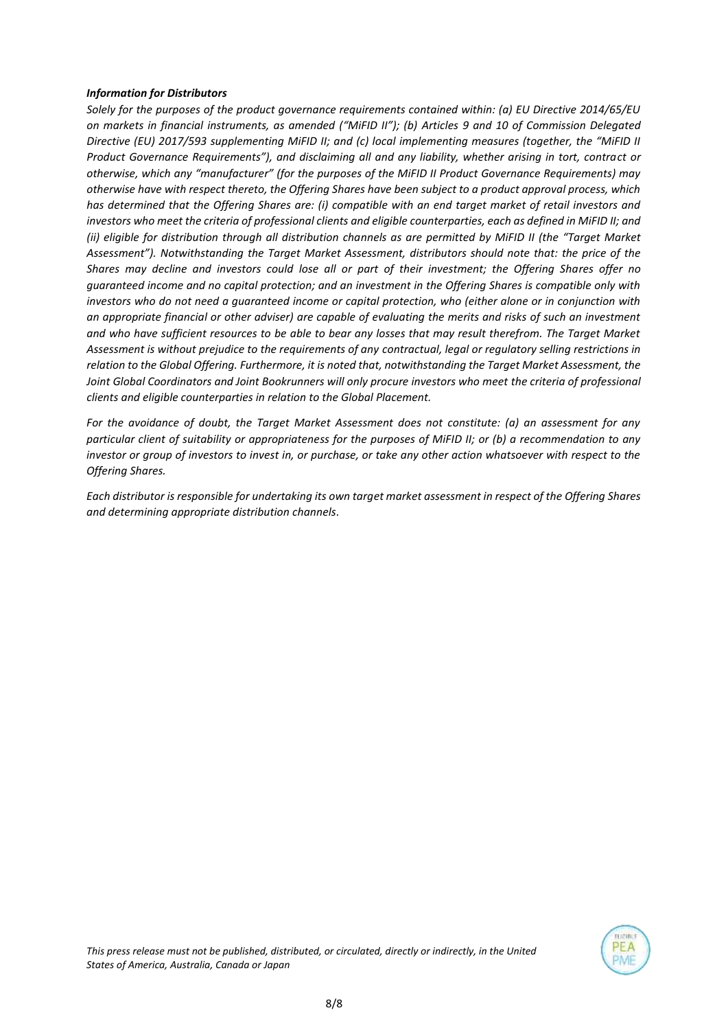***Information for Distributors***

*Solely for the purposes of the product governance requirements contained within: (a) EU Directive 2014/65/EU on markets in financial instruments, as amended ("MiFID II"); (b) Articles 9 and 10 of Commission Delegated Directive (EU) 2017/593 supplementing MiFID II; and (c) local implementing measures (together, the "MiFID II Product Governance Requirements"), and disclaiming all and any liability, whether arising in tort, contract or otherwise, which any "manufacturer" (for the purposes of the MiFID II Product Governance Requirements) may otherwise have with respect thereto, the Offering Shares have been subject to a product approval process, which has determined that the Offering Shares are: (i) compatible with an end target market of retail investors and investors who meet the criteria of professional clients and eligible counterparties, each as defined in MiFID II; and (ii) eligible for distribution through all distribution channels as are permitted by MiFID II (the "Target Market Assessment"). Notwithstanding the Target Market Assessment, distributors should note that: the price of the Shares may decline and investors could lose all or part of their investment; the Offering Shares offer no guaranteed income and no capital protection; and an investment in the Offering Shares is compatible only with investors who do not need a guaranteed income or capital protection, who (either alone or in conjunction with an appropriate financial or other adviser) are capable of evaluating the merits and risks of such an investment and who have sufficient resources to be able to bear any losses that may result therefrom. The Target Market Assessment is without prejudice to the requirements of any contractual, legal or regulatory selling restrictions in relation to the Global Offering. Furthermore, it is noted that, notwithstanding the Target Market Assessment, the Joint Global Coordinators and Joint Bookrunners will only procure investors who meet the criteria of professional clients and eligible counterparties in relation to the Global Placement.*

*For the avoidance of doubt, the Target Market Assessment does not constitute: (a) an assessment for any particular client of suitability or appropriateness for the purposes of MiFID II; or (b) a recommendation to any investor or group of investors to invest in, or purchase, or take any other action whatsoever with respect to the Offering Shares.*

*Each distributor is responsible for undertaking its own target market assessment in respect of the Offering Shares and determining appropriate distribution channels.*

*This press release must not be published, distributed, or circulated, directly or indirectly, in the United States of America, Australia, Canada or Japan*